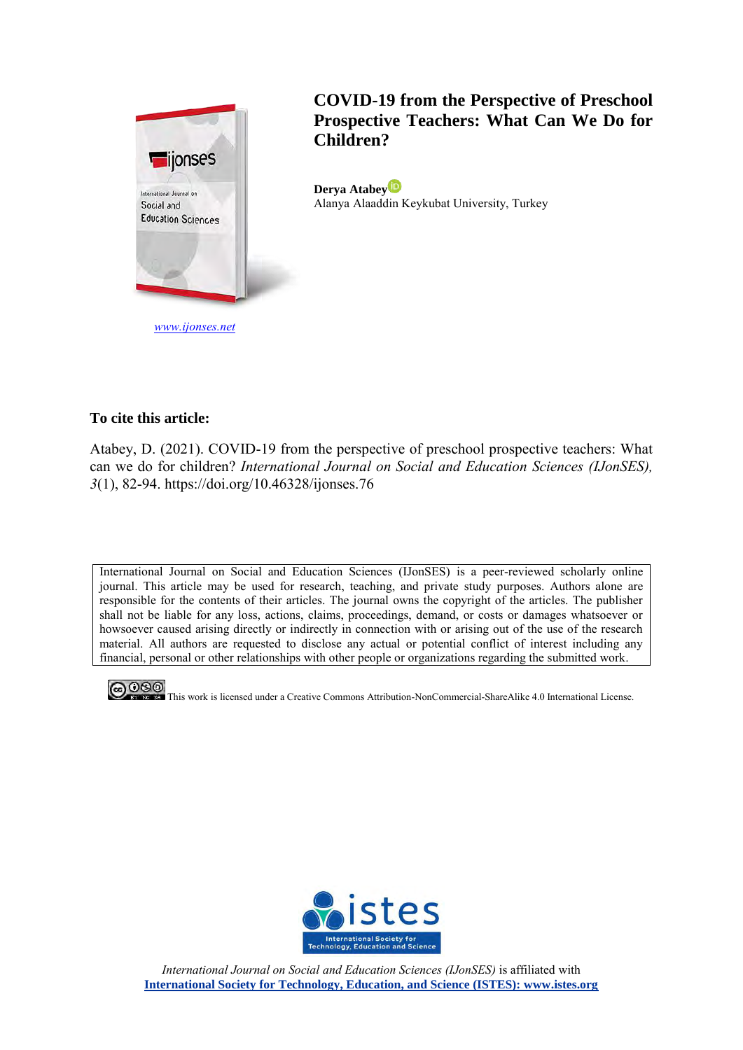# COVID-19 from the Perspective of Preschool Prospective Teachers: What Can We Do for Children?

**Derya Atabey**
Alanya Alaaddin Keykubat University, Turkey

www.ijonses.net

**To cite this article:**

Atabey, D. (2021). COVID-19 from the perspective of preschool prospective teachers: What can we do for children? *International Journal on Social and Education Sciences (IJonSES), 3*(1), 82-94. https://doi.org/10.46328/ijonses.76

International Journal on Social and Education Sciences (IJonSES) is a peer-reviewed scholarly online journal. This article may be used for research, teaching, and private study purposes. Authors alone are responsible for the contents of their articles. The journal owns the copyright of the articles. The publisher shall not be liable for any loss, actions, claims, proceedings, demand, or costs or damages whatsoever or howsoever caused arising directly or indirectly in connection with or arising out of the use of the research material. All authors are requested to disclose any actual or potential conflict of interest including any financial, personal or other relationships with other people or organizations regarding the submitted work.

This work is licensed under a Creative Commons Attribution-NonCommercial-ShareAlike 4.0 International License.

*International Journal on Social and Education Sciences (IJonSES)* is affiliated with
**International Society for Technology, Education, and Science (ISTES): www.istes.org**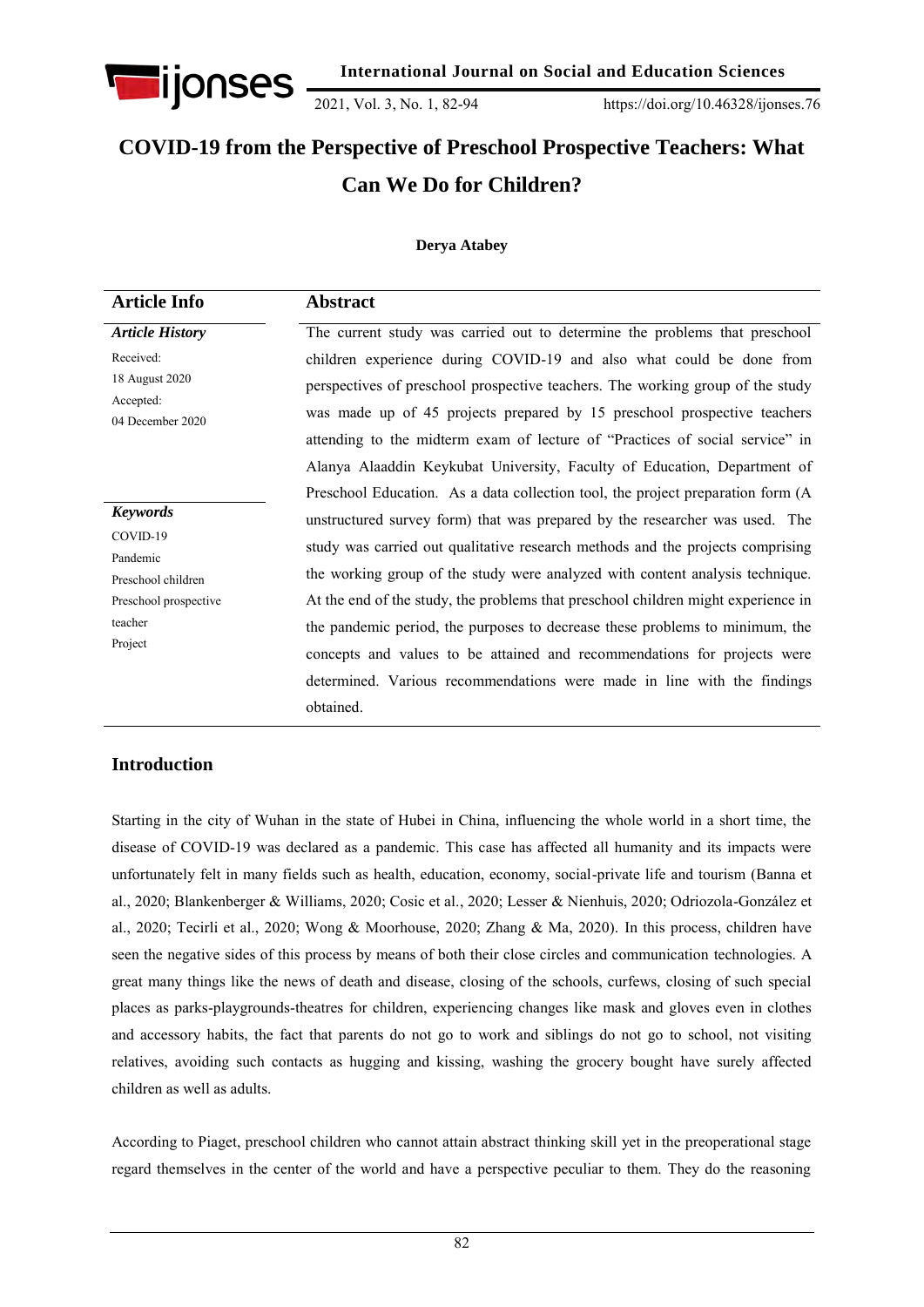# COVID-19 from the Perspective of Preschool Prospective Teachers: What Can We Do for Children?

**Derya Atabey**

| Article Info | Abstract |
|---|---|
| ***Article History*** <br> Received: 18 August 2020 <br> Accepted: 04 December 2020 <br><br> ***Keywords*** <br> COVID-19 <br> Pandemic <br> Preschool children <br> Preschool prospective teacher <br> Project | The current study was carried out to determine the problems that preschool children experience during COVID-19 and also what could be done from perspectives of preschool prospective teachers. The working group of the study was made up of 45 projects prepared by 15 preschool prospective teachers attending to the midterm exam of lecture of "Practices of social service" in Alanya Alaaddin Keykubat University, Faculty of Education, Department of Preschool Education. As a data collection tool, the project preparation form (A unstructured survey form) that was prepared by the researcher was used. The study was carried out qualitative research methods and the projects comprising the working group of the study were analyzed with content analysis technique. At the end of the study, the problems that preschool children might experience in the pandemic period, the purposes to decrease these problems to minimum, the concepts and values to be attained and recommendations for projects were determined. Various recommendations were made in line with the findings obtained. |

## Introduction

Starting in the city of Wuhan in the state of Hubei in China, influencing the whole world in a short time, the disease of COVID-19 was declared as a pandemic. This case has affected all humanity and its impacts were unfortunately felt in many fields such as health, education, economy, social-private life and tourism (Banna et al., 2020; Blankenberger & Williams, 2020; Cosic et al., 2020; Lesser & Nienhuis, 2020; Odriozola-González et al., 2020; Tecirli et al., 2020; Wong & Moorhouse, 2020; Zhang & Ma, 2020). In this process, children have seen the negative sides of this process by means of both their close circles and communication technologies. A great many things like the news of death and disease, closing of the schools, curfews, closing of such special places as parks-playgrounds-theatres for children, experiencing changes like mask and gloves even in clothes and accessory habits, the fact that parents do not go to work and siblings do not go to school, not visiting relatives, avoiding such contacts as hugging and kissing, washing the grocery bought have surely affected children as well as adults.

According to Piaget, preschool children who cannot attain abstract thinking skill yet in the preoperational stage regard themselves in the center of the world and have a perspective peculiar to them. They do the reasoning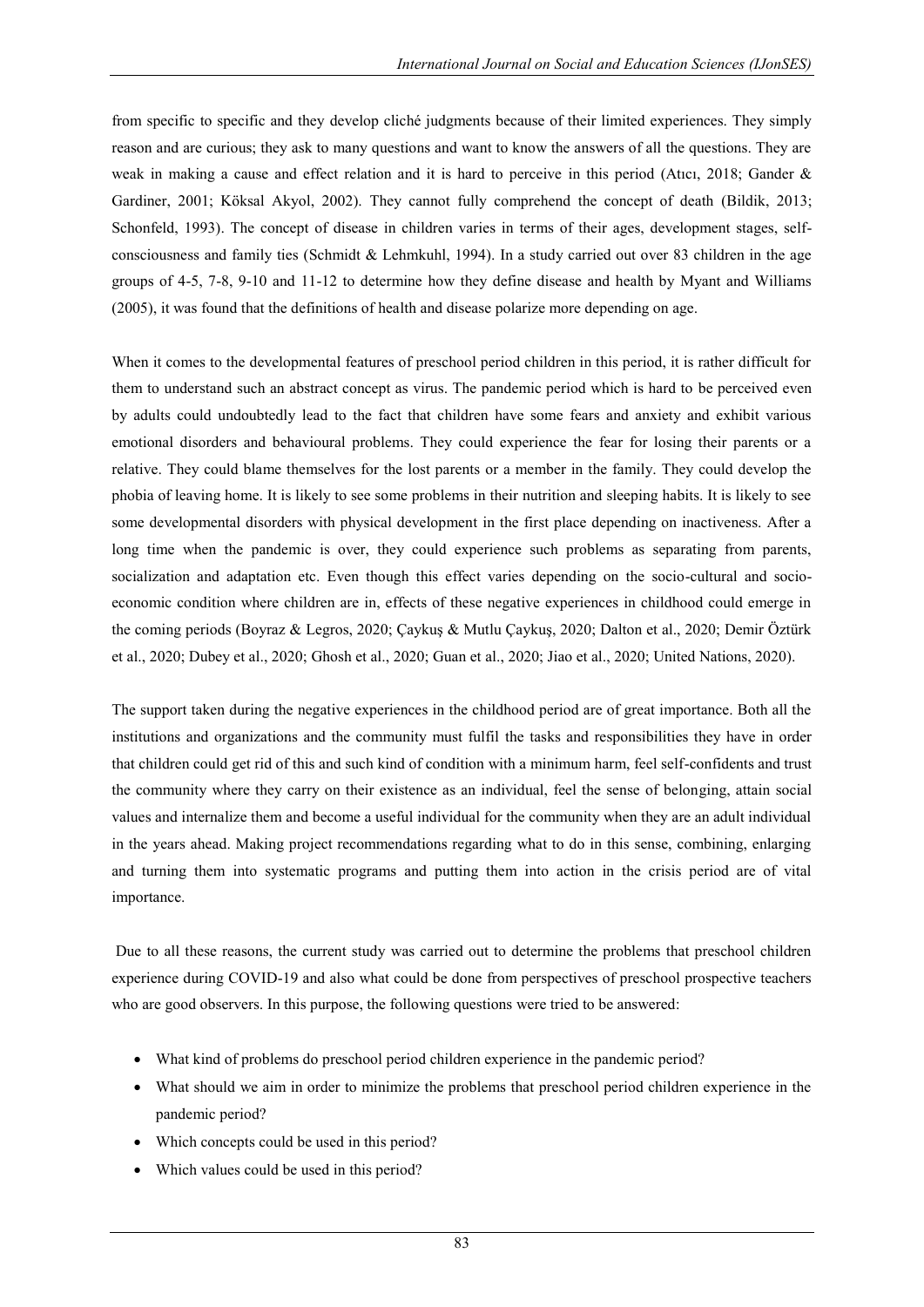from specific to specific and they develop cliché judgments because of their limited experiences. They simply reason and are curious; they ask to many questions and want to know the answers of all the questions. They are weak in making a cause and effect relation and it is hard to perceive in this period (Atıcı, 2018; Gander & Gardiner, 2001; Köksal Akyol, 2002). They cannot fully comprehend the concept of death (Bildik, 2013; Schonfeld, 1993). The concept of disease in children varies in terms of their ages, development stages, self-consciousness and family ties (Schmidt & Lehmkuhl, 1994). In a study carried out over 83 children in the age groups of 4-5, 7-8, 9-10 and 11-12 to determine how they define disease and health by Myant and Williams (2005), it was found that the definitions of health and disease polarize more depending on age.

When it comes to the developmental features of preschool period children in this period, it is rather difficult for them to understand such an abstract concept as virus. The pandemic period which is hard to be perceived even by adults could undoubtedly lead to the fact that children have some fears and anxiety and exhibit various emotional disorders and behavioural problems. They could experience the fear for losing their parents or a relative. They could blame themselves for the lost parents or a member in the family. They could develop the phobia of leaving home. It is likely to see some problems in their nutrition and sleeping habits. It is likely to see some developmental disorders with physical development in the first place depending on inactiveness. After a long time when the pandemic is over, they could experience such problems as separating from parents, socialization and adaptation etc. Even though this effect varies depending on the socio-cultural and socio-economic condition where children are in, effects of these negative experiences in childhood could emerge in the coming periods (Boyraz & Legros, 2020; Çaykuş & Mutlu Çaykuş, 2020; Dalton et al., 2020; Demir Öztürk et al., 2020; Dubey et al., 2020; Ghosh et al., 2020; Guan et al., 2020; Jiao et al., 2020; United Nations, 2020).

The support taken during the negative experiences in the childhood period are of great importance. Both all the institutions and organizations and the community must fulfil the tasks and responsibilities they have in order that children could get rid of this and such kind of condition with a minimum harm, feel self-confidents and trust the community where they carry on their existence as an individual, feel the sense of belonging, attain social values and internalize them and become a useful individual for the community when they are an adult individual in the years ahead. Making project recommendations regarding what to do in this sense, combining, enlarging and turning them into systematic programs and putting them into action in the crisis period are of vital importance.

Due to all these reasons, the current study was carried out to determine the problems that preschool children experience during COVID-19 and also what could be done from perspectives of preschool prospective teachers who are good observers. In this purpose, the following questions were tried to be answered:

- What kind of problems do preschool period children experience in the pandemic period?
- What should we aim in order to minimize the problems that preschool period children experience in the pandemic period?
- Which concepts could be used in this period?
- Which values could be used in this period?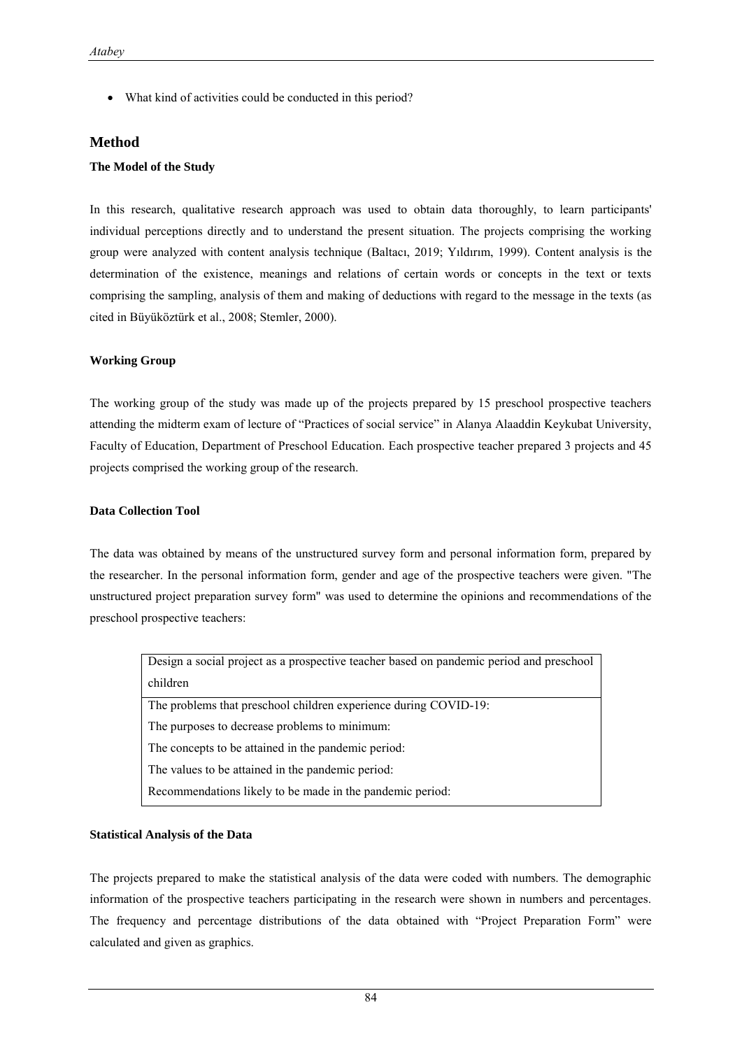- What kind of activities could be conducted in this period?

## Method

### The Model of the Study

In this research, qualitative research approach was used to obtain data thoroughly, to learn participants' individual perceptions directly and to understand the present situation. The projects comprising the working group were analyzed with content analysis technique (Baltacı, 2019; Yıldırım, 1999). Content analysis is the determination of the existence, meanings and relations of certain words or concepts in the text or texts comprising the sampling, analysis of them and making of deductions with regard to the message in the texts (as cited in Büyüköztürk et al., 2008; Stemler, 2000).

### Working Group

The working group of the study was made up of the projects prepared by 15 preschool prospective teachers attending the midterm exam of lecture of "Practices of social service" in Alanya Alaaddin Keykubat University, Faculty of Education, Department of Preschool Education. Each prospective teacher prepared 3 projects and 45 projects comprised the working group of the research.

### Data Collection Tool

The data was obtained by means of the unstructured survey form and personal information form, prepared by the researcher. In the personal information form, gender and age of the prospective teachers were given. "The unstructured project preparation survey form" was used to determine the opinions and recommendations of the preschool prospective teachers:

| Design a social project as a prospective teacher based on pandemic period and preschool children |
|---|
| The problems that preschool children experience during COVID-19:<br>The purposes to decrease problems to minimum:<br>The concepts to be attained in the pandemic period:<br>The values to be attained in the pandemic period:<br>Recommendations likely to be made in the pandemic period: |

### Statistical Analysis of the Data

The projects prepared to make the statistical analysis of the data were coded with numbers. The demographic information of the prospective teachers participating in the research were shown in numbers and percentages. The frequency and percentage distributions of the data obtained with "Project Preparation Form" were calculated and given as graphics.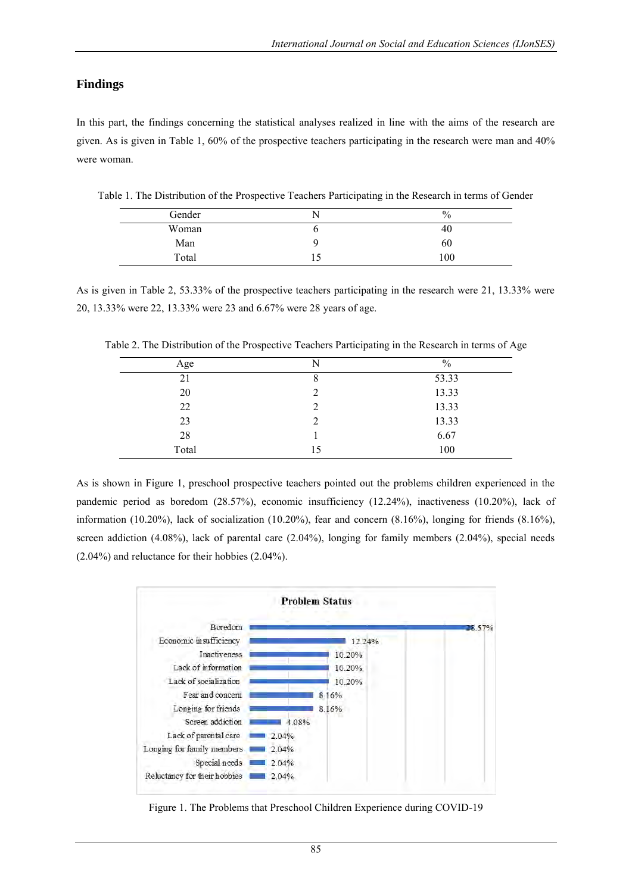## Findings

In this part, the findings concerning the statistical analyses realized in line with the aims of the research are given. As is given in Table 1, 60% of the prospective teachers participating in the research were man and 40% were woman.

Table 1. The Distribution of the Prospective Teachers Participating in the Research in terms of Gender

| Gender | N | % |
|---|---|---|
| Woman | 6 | 40 |
| Man | 9 | 60 |
| Total | 15 | 100 |

As is given in Table 2, 53.33% of the prospective teachers participating in the research were 21, 13.33% were 20, 13.33% were 22, 13.33% were 23 and 6.67% were 28 years of age.

Table 2. The Distribution of the Prospective Teachers Participating in the Research in terms of Age

| Age | N | % |
|---|---|---|
| 21 | 8 | 53.33 |
| 20 | 2 | 13.33 |
| 22 | 2 | 13.33 |
| 23 | 2 | 13.33 |
| 28 | 1 | 6.67 |
| Total | 15 | 100 |

As is shown in Figure 1, preschool prospective teachers pointed out the problems children experienced in the pandemic period as boredom (28.57%), economic insufficiency (12.24%), inactiveness (10.20%), lack of information (10.20%), lack of socialization (10.20%), fear and concern (8.16%), longing for friends (8.16%), screen addiction (4.08%), lack of parental care (2.04%), longing for family members (2.04%), special needs (2.04%) and reluctance for their hobbies (2.04%).

**Problem Status**

| Problem | % |
|---|---|
| Boredom | 28.57% |
| Economic insufficiency | 12.24% |
| Inactiveness | 10.20% |
| Lack of information | 10.20% |
| Lack of socialization | 10.20% |
| Fear and concern | 8.16% |
| Longing for friends | 8.16% |
| Screen addiction | 4.08% |
| Lack of parental care | 2.04% |
| Longing for family members | 2.04% |
| Special needs | 2.04% |
| Reluctancy for their hobbies | 2.04% |

Figure 1. The Problems that Preschool Children Experience during COVID-19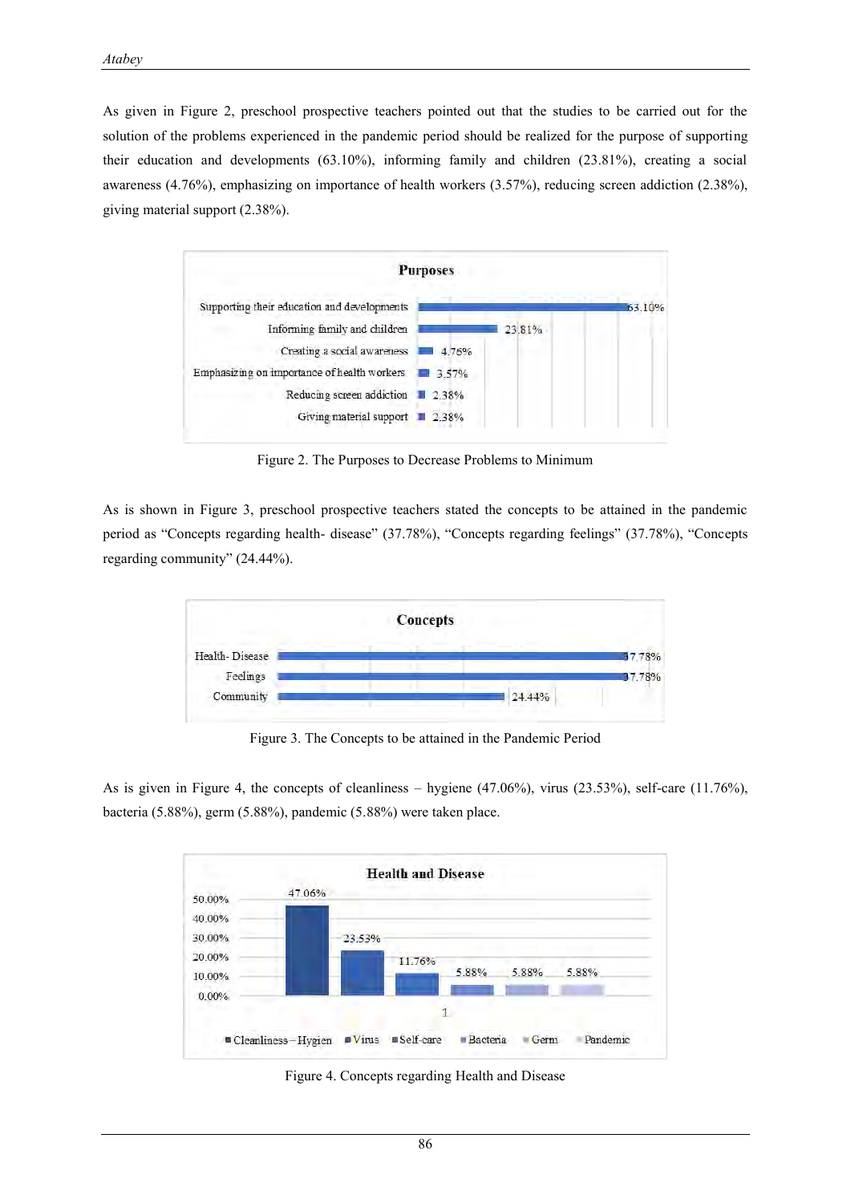As given in Figure 2, preschool prospective teachers pointed out that the studies to be carried out for the solution of the problems experienced in the pandemic period should be realized for the purpose of supporting their education and developments (63.10%), informing family and children (23.81%), creating a social awareness (4.76%), emphasizing on importance of health workers (3.57%), reducing screen addiction (2.38%), giving material support (2.38%).

| Purposes | |
|---|---|
| Supporting their education and developments | 63.10% |
| Informing family and children | 23.81% |
| Creating a social awareness | 4.76% |
| Emphasizing on importance of health workers | 3.57% |
| Reducing screen addiction | 2.38% |
| Giving material support | 2.38% |

Figure 2. The Purposes to Decrease Problems to Minimum

As is shown in Figure 3, preschool prospective teachers stated the concepts to be attained in the pandemic period as "Concepts regarding health- disease" (37.78%), "Concepts regarding feelings" (37.78%), "Concepts regarding community" (24.44%).

| Concepts | |
|---|---|
| Health- Disease | 37.78% |
| Feelings | 37.78% |
| Community | 24.44% |

Figure 3. The Concepts to be attained in the Pandemic Period

As is given in Figure 4, the concepts of cleanliness – hygiene (47.06%), virus (23.53%), self-care (11.76%), bacteria (5.88%), germ (5.88%), pandemic (5.88%) were taken place.

| Health and Disease | |
|---|---|
| Cleanliness – Hygien | 47.06% |
| Virus | 23.53% |
| Self-care | 11.76% |
| Bacteria | 5.88% |
| Germ | 5.88% |
| Pandemic | 5.88% |

Figure 4. Concepts regarding Health and Disease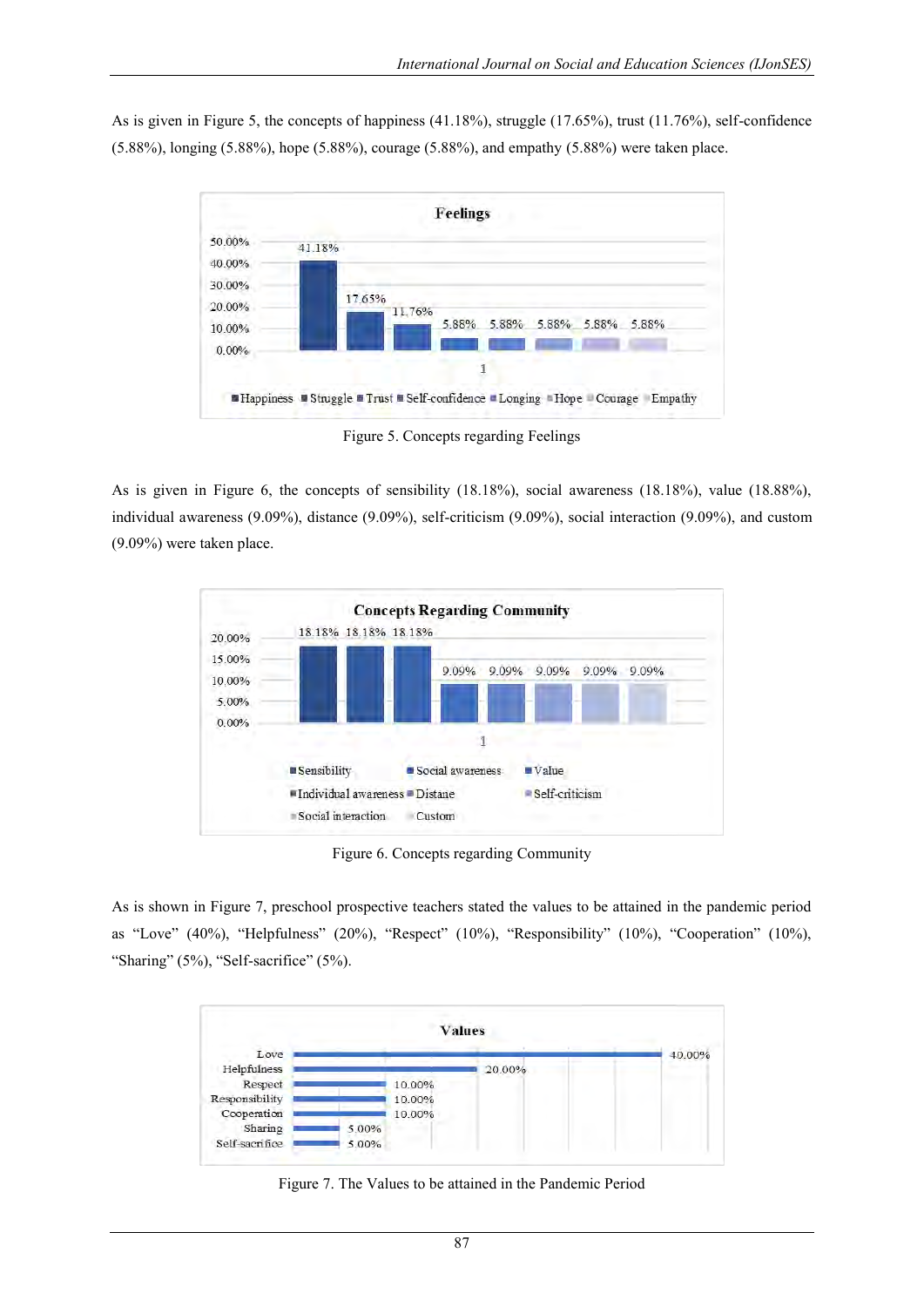As is given in Figure 5, the concepts of happiness (41.18%), struggle (17.65%), trust (11.76%), self-confidence (5.88%), longing (5.88%), hope (5.88%), courage (5.88%), and empathy (5.88%) were taken place.

Figure 5. Concepts regarding Feelings

As is given in Figure 6, the concepts of sensibility (18.18%), social awareness (18.18%), value (18.88%), individual awareness (9.09%), distance (9.09%), self-criticism (9.09%), social interaction (9.09%), and custom (9.09%) were taken place.

Figure 6. Concepts regarding Community

As is shown in Figure 7, preschool prospective teachers stated the values to be attained in the pandemic period as "Love" (40%), "Helpfulness" (20%), "Respect" (10%), "Responsibility" (10%), "Cooperation" (10%), "Sharing" (5%), "Self-sacrifice" (5%).

Figure 7. The Values to be attained in the Pandemic Period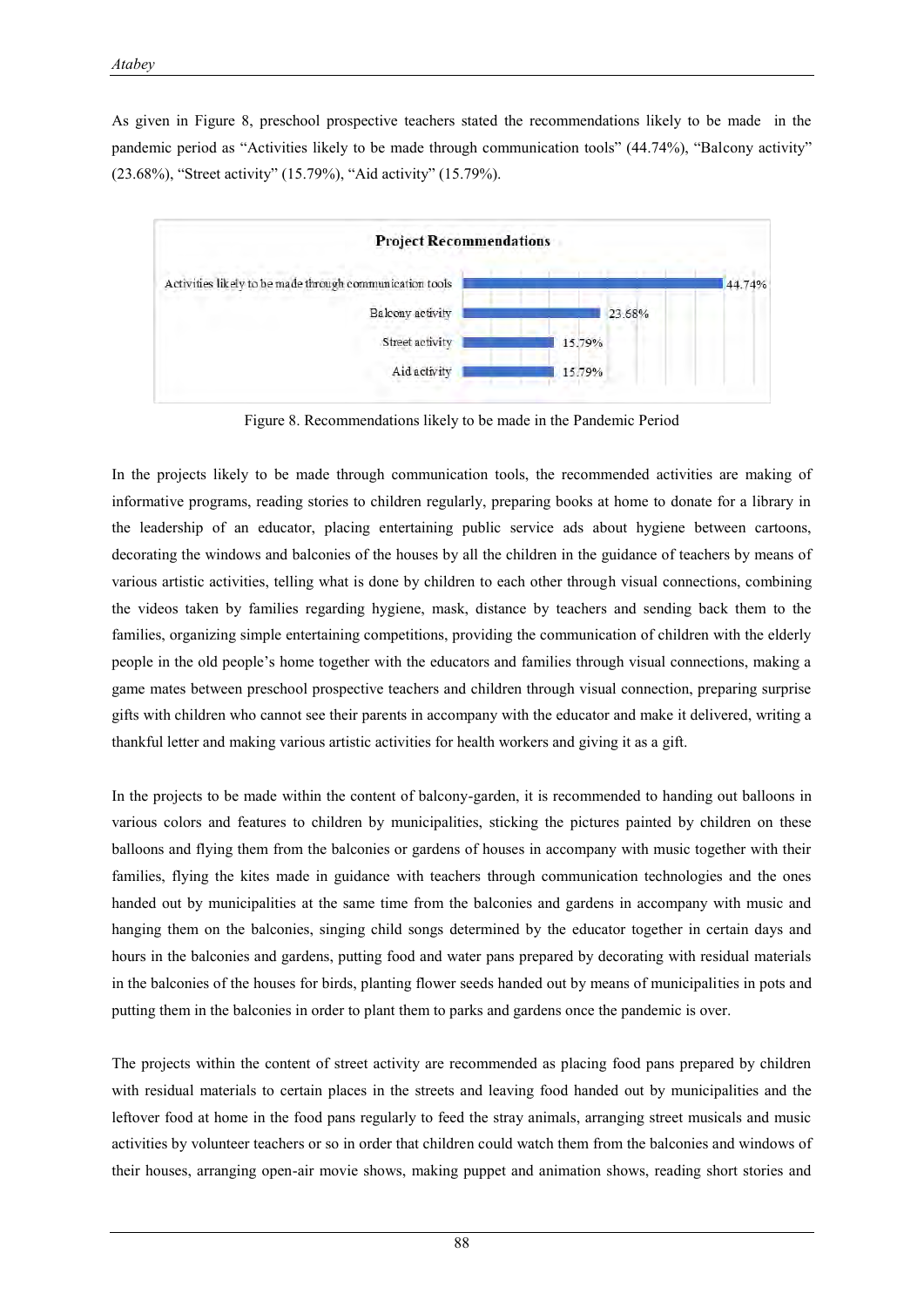As given in Figure 8, preschool prospective teachers stated the recommendations likely to be made in the pandemic period as "Activities likely to be made through communication tools" (44.74%), "Balcony activity" (23.68%), "Street activity" (15.79%), "Aid activity" (15.79%).

**Project Recommendations**

| Recommendation | % |
| --- | --- |
| Activities likely to be made through communication tools | 44.74% |
| Balcony activity | 23.68% |
| Street activity | 15.79% |
| Aid activity | 15.79% |

Figure 8. Recommendations likely to be made in the Pandemic Period

In the projects likely to be made through communication tools, the recommended activities are making of informative programs, reading stories to children regularly, preparing books at home to donate for a library in the leadership of an educator, placing entertaining public service ads about hygiene between cartoons, decorating the windows and balconies of the houses by all the children in the guidance of teachers by means of various artistic activities, telling what is done by children to each other through visual connections, combining the videos taken by families regarding hygiene, mask, distance by teachers and sending back them to the families, organizing simple entertaining competitions, providing the communication of children with the elderly people in the old people's home together with the educators and families through visual connections, making a game mates between preschool prospective teachers and children through visual connection, preparing surprise gifts with children who cannot see their parents in accompany with the educator and make it delivered, writing a thankful letter and making various artistic activities for health workers and giving it as a gift.

In the projects to be made within the content of balcony-garden, it is recommended to handing out balloons in various colors and features to children by municipalities, sticking the pictures painted by children on these balloons and flying them from the balconies or gardens of houses in accompany with music together with their families, flying the kites made in guidance with teachers through communication technologies and the ones handed out by municipalities at the same time from the balconies and gardens in accompany with music and hanging them on the balconies, singing child songs determined by the educator together in certain days and hours in the balconies and gardens, putting food and water pans prepared by decorating with residual materials in the balconies of the houses for birds, planting flower seeds handed out by means of municipalities in pots and putting them in the balconies in order to plant them to parks and gardens once the pandemic is over.

The projects within the content of street activity are recommended as placing food pans prepared by children with residual materials to certain places in the streets and leaving food handed out by municipalities and the leftover food at home in the food pans regularly to feed the stray animals, arranging street musicals and music activities by volunteer teachers or so in order that children could watch them from the balconies and windows of their houses, arranging open-air movie shows, making puppet and animation shows, reading short stories and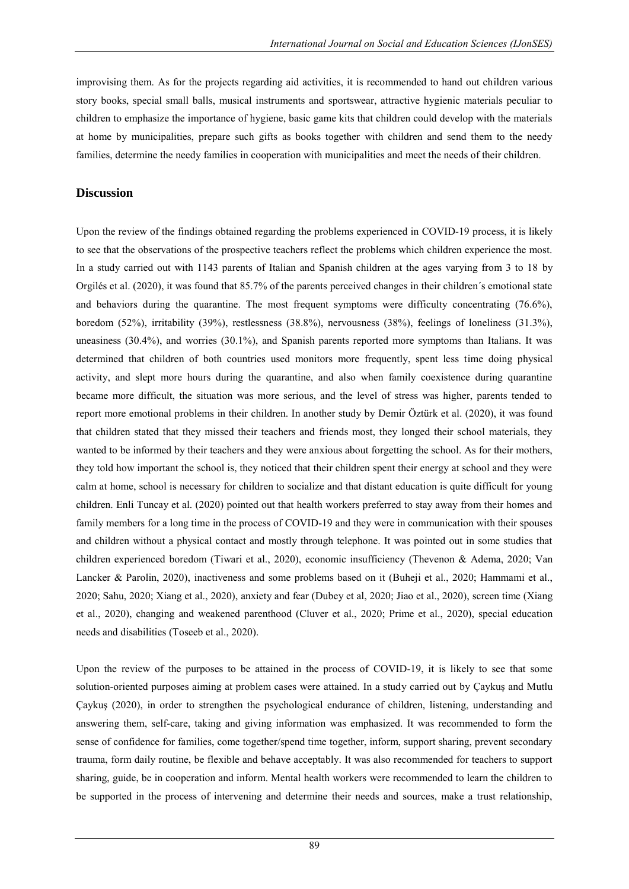improvising them. As for the projects regarding aid activities, it is recommended to hand out children various story books, special small balls, musical instruments and sportswear, attractive hygienic materials peculiar to children to emphasize the importance of hygiene, basic game kits that children could develop with the materials at home by municipalities, prepare such gifts as books together with children and send them to the needy families, determine the needy families in cooperation with municipalities and meet the needs of their children.

## Discussion

Upon the review of the findings obtained regarding the problems experienced in COVID-19 process, it is likely to see that the observations of the prospective teachers reflect the problems which children experience the most. In a study carried out with 1143 parents of Italian and Spanish children at the ages varying from 3 to 18 by Orgilés et al. (2020), it was found that 85.7% of the parents perceived changes in their children´s emotional state and behaviors during the quarantine. The most frequent symptoms were difficulty concentrating (76.6%), boredom (52%), irritability (39%), restlessness (38.8%), nervousness (38%), feelings of loneliness (31.3%), uneasiness (30.4%), and worries (30.1%), and Spanish parents reported more symptoms than Italians. It was determined that children of both countries used monitors more frequently, spent less time doing physical activity, and slept more hours during the quarantine, and also when family coexistence during quarantine became more difficult, the situation was more serious, and the level of stress was higher, parents tended to report more emotional problems in their children. In another study by Demir Öztürk et al. (2020), it was found that children stated that they missed their teachers and friends most, they longed their school materials, they wanted to be informed by their teachers and they were anxious about forgetting the school. As for their mothers, they told how important the school is, they noticed that their children spent their energy at school and they were calm at home, school is necessary for children to socialize and that distant education is quite difficult for young children. Enli Tuncay et al. (2020) pointed out that health workers preferred to stay away from their homes and family members for a long time in the process of COVID-19 and they were in communication with their spouses and children without a physical contact and mostly through telephone. It was pointed out in some studies that children experienced boredom (Tiwari et al., 2020), economic insufficiency (Thevenon & Adema, 2020; Van Lancker & Parolin, 2020), inactiveness and some problems based on it (Buheji et al., 2020; Hammami et al., 2020; Sahu, 2020; Xiang et al., 2020), anxiety and fear (Dubey et al, 2020; Jiao et al., 2020), screen time (Xiang et al., 2020), changing and weakened parenthood (Cluver et al., 2020; Prime et al., 2020), special education needs and disabilities (Toseeb et al., 2020).

Upon the review of the purposes to be attained in the process of COVID-19, it is likely to see that some solution-oriented purposes aiming at problem cases were attained. In a study carried out by Çaykuş and Mutlu Çaykuş (2020), in order to strengthen the psychological endurance of children, listening, understanding and answering them, self-care, taking and giving information was emphasized. It was recommended to form the sense of confidence for families, come together/spend time together, inform, support sharing, prevent secondary trauma, form daily routine, be flexible and behave acceptably. It was also recommended for teachers to support sharing, guide, be in cooperation and inform. Mental health workers were recommended to learn the children to be supported in the process of intervening and determine their needs and sources, make a trust relationship,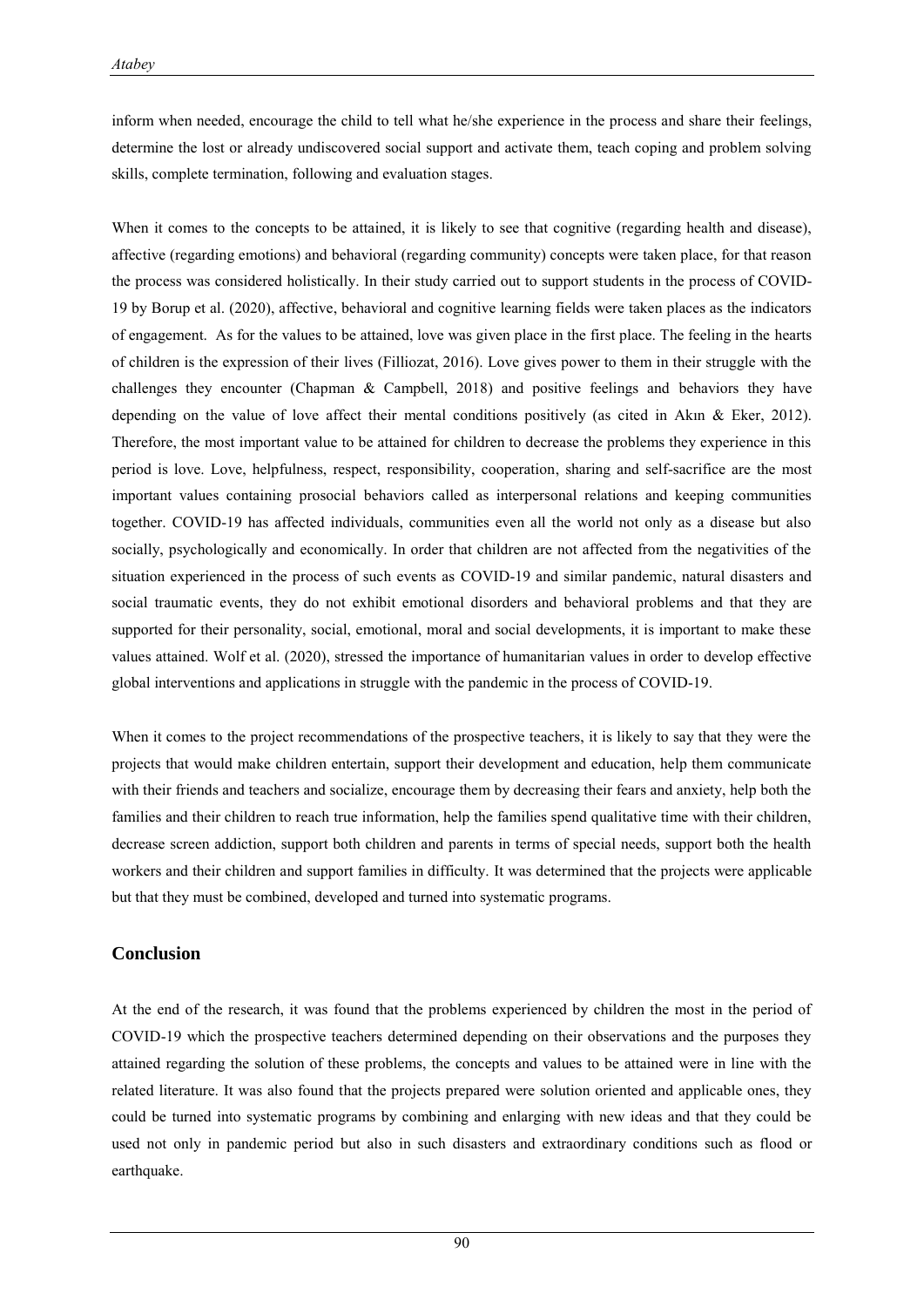inform when needed, encourage the child to tell what he/she experience in the process and share their feelings, determine the lost or already undiscovered social support and activate them, teach coping and problem solving skills, complete termination, following and evaluation stages.

When it comes to the concepts to be attained, it is likely to see that cognitive (regarding health and disease), affective (regarding emotions) and behavioral (regarding community) concepts were taken place, for that reason the process was considered holistically. In their study carried out to support students in the process of COVID-19 by Borup et al. (2020), affective, behavioral and cognitive learning fields were taken places as the indicators of engagement. As for the values to be attained, love was given place in the first place. The feeling in the hearts of children is the expression of their lives (Filliozat, 2016). Love gives power to them in their struggle with the challenges they encounter (Chapman & Campbell, 2018) and positive feelings and behaviors they have depending on the value of love affect their mental conditions positively (as cited in Akın & Eker, 2012). Therefore, the most important value to be attained for children to decrease the problems they experience in this period is love. Love, helpfulness, respect, responsibility, cooperation, sharing and self-sacrifice are the most important values containing prosocial behaviors called as interpersonal relations and keeping communities together. COVID-19 has affected individuals, communities even all the world not only as a disease but also socially, psychologically and economically. In order that children are not affected from the negativities of the situation experienced in the process of such events as COVID-19 and similar pandemic, natural disasters and social traumatic events, they do not exhibit emotional disorders and behavioral problems and that they are supported for their personality, social, emotional, moral and social developments, it is important to make these values attained. Wolf et al. (2020), stressed the importance of humanitarian values in order to develop effective global interventions and applications in struggle with the pandemic in the process of COVID-19.

When it comes to the project recommendations of the prospective teachers, it is likely to say that they were the projects that would make children entertain, support their development and education, help them communicate with their friends and teachers and socialize, encourage them by decreasing their fears and anxiety, help both the families and their children to reach true information, help the families spend qualitative time with their children, decrease screen addiction, support both children and parents in terms of special needs, support both the health workers and their children and support families in difficulty. It was determined that the projects were applicable but that they must be combined, developed and turned into systematic programs.

## Conclusion

At the end of the research, it was found that the problems experienced by children the most in the period of COVID-19 which the prospective teachers determined depending on their observations and the purposes they attained regarding the solution of these problems, the concepts and values to be attained were in line with the related literature. It was also found that the projects prepared were solution oriented and applicable ones, they could be turned into systematic programs by combining and enlarging with new ideas and that they could be used not only in pandemic period but also in such disasters and extraordinary conditions such as flood or earthquake.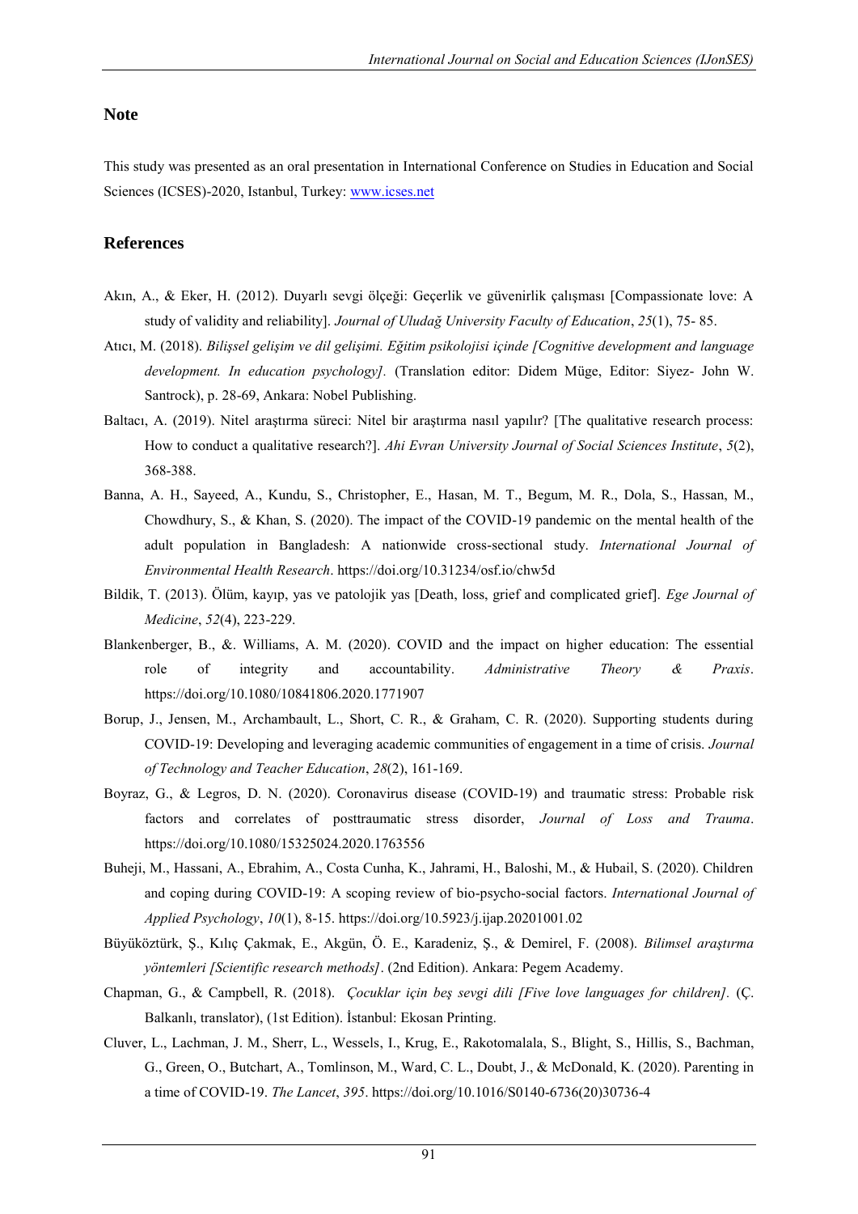## Note

This study was presented as an oral presentation in International Conference on Studies in Education and Social Sciences (ICSES)-2020, Istanbul, Turkey: www.icses.net

## References

Akın, A., & Eker, H. (2012). Duyarlı sevgi ölçeği: Geçerlik ve güvenirlik çalışması [Compassionate love: A study of validity and reliability]. *Journal of Uludağ University Faculty of Education*, *25*(1), 75- 85.

Atıcı, M. (2018). *Bilişsel gelişim ve dil gelişimi. Eğitim psikolojisi içinde [Cognitive development and language development. In education psychology]*. (Translation editor: Didem Müge, Editor: Siyez- John W. Santrock), p. 28-69, Ankara: Nobel Publishing.

Baltacı, A. (2019). Nitel araştırma süreci: Nitel bir araştırma nasıl yapılır? [The qualitative research process: How to conduct a qualitative research?]. *Ahi Evran University Journal of Social Sciences Institute*, *5*(2), 368-388.

Banna, A. H., Sayeed, A., Kundu, S., Christopher, E., Hasan, M. T., Begum, M. R., Dola, S., Hassan, M., Chowdhury, S., & Khan, S. (2020). The impact of the COVID-19 pandemic on the mental health of the adult population in Bangladesh: A nationwide cross-sectional study. *International Journal of Environmental Health Research*. https://doi.org/10.31234/osf.io/chw5d

Bildik, T. (2013). Ölüm, kayıp, yas ve patolojik yas [Death, loss, grief and complicated grief]. *Ege Journal of Medicine*, *52*(4), 223-229.

Blankenberger, B., &. Williams, A. M. (2020). COVID and the impact on higher education: The essential role of integrity and accountability. *Administrative Theory & Praxis*. https://doi.org/10.1080/10841806.2020.1771907

Borup, J., Jensen, M., Archambault, L., Short, C. R., & Graham, C. R. (2020). Supporting students during COVID-19: Developing and leveraging academic communities of engagement in a time of crisis. *Journal of Technology and Teacher Education*, *28*(2), 161-169.

Boyraz, G., & Legros, D. N. (2020). Coronavirus disease (COVID-19) and traumatic stress: Probable risk factors and correlates of posttraumatic stress disorder, *Journal of Loss and Trauma*. https://doi.org/10.1080/15325024.2020.1763556

Buheji, M., Hassani, A., Ebrahim, A., Costa Cunha, K., Jahrami, H., Baloshi, M., & Hubail, S. (2020). Children and coping during COVID-19: A scoping review of bio-psycho-social factors. *International Journal of Applied Psychology*, *10*(1), 8-15. https://doi.org/10.5923/j.ijap.20201001.02

Büyüköztürk, Ş., Kılıç Çakmak, E., Akgün, Ö. E., Karadeniz, Ş., & Demirel, F. (2008). *Bilimsel araştırma yöntemleri [Scientific research methods]*. (2nd Edition). Ankara: Pegem Academy.

Chapman, G., & Campbell, R. (2018). *Çocuklar için beş sevgi dili [Five love languages for children]*. (Ç. Balkanlı, translator), (1st Edition). İstanbul: Ekosan Printing.

Cluver, L., Lachman, J. M., Sherr, L., Wessels, I., Krug, E., Rakotomalala, S., Blight, S., Hillis, S., Bachman, G., Green, O., Butchart, A., Tomlinson, M., Ward, C. L., Doubt, J., & McDonald, K. (2020). Parenting in a time of COVID-19. *The Lancet*, *395*. https://doi.org/10.1016/S0140-6736(20)30736-4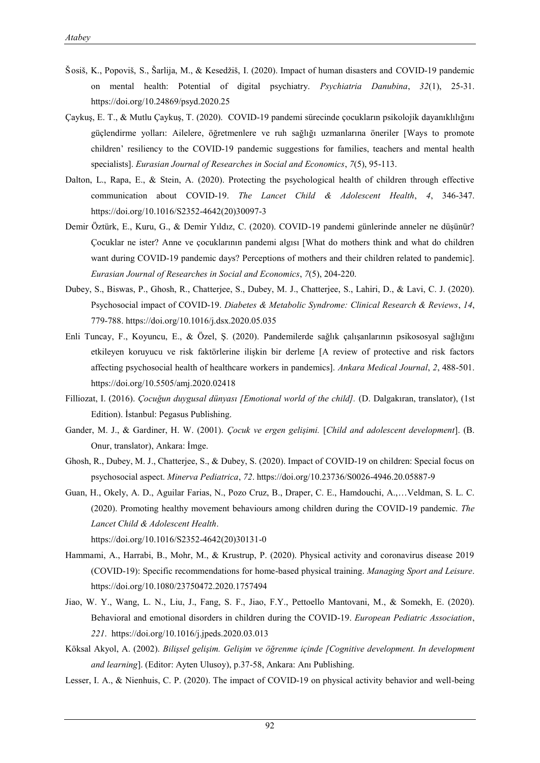Šosiš, K., Popoviš, S., Šarlija, M., & Kesedžiš, I. (2020). Impact of human disasters and COVID-19 pandemic on mental health: Potential of digital psychiatry. *Psychiatria Danubina*, *32*(1), 25-31. https://doi.org/10.24869/psyd.2020.25

Çaykuş, E. T., & Mutlu Çaykuş, T. (2020). COVID-19 pandemi sürecinde çocukların psikolojik dayanıklılığını güçlendirme yolları: Ailelere, öğretmenlere ve ruh sağlığı uzmanlarına öneriler [Ways to promote children' resiliency to the COVID-19 pandemic suggestions for families, teachers and mental health specialists]. *Eurasian Journal of Researches in Social and Economics*, *7*(5), 95-113.

Dalton, L., Rapa, E., & Stein, A. (2020). Protecting the psychological health of children through effective communication about COVID-19. *The Lancet Child & Adolescent Health*, *4*, 346-347. https://doi.org/10.1016/S2352-4642(20)30097-3

Demir Öztürk, E., Kuru, G., & Demir Yıldız, C. (2020). COVID-19 pandemi günlerinde anneler ne düşünür? Çocuklar ne ister? Anne ve çocuklarının pandemi algısı [What do mothers think and what do children want during COVID-19 pandemic days? Perceptions of mothers and their children related to pandemic]. *Eurasian Journal of Researches in Social and Economics*, *7*(5), 204-220.

Dubey, S., Biswas, P., Ghosh, R., Chatterjee, S., Dubey, M. J., Chatterjee, S., Lahiri, D., & Lavi, C. J. (2020). Psychosocial impact of COVID-19. *Diabetes & Metabolic Syndrome: Clinical Research & Reviews*, *14*, 779-788. https://doi.org/10.1016/j.dsx.2020.05.035

Enli Tuncay, F., Koyuncu, E., & Özel, Ş. (2020). Pandemilerde sağlık çalışanlarının psikososyal sağlığını etkileyen koruyucu ve risk faktörlerine ilişkin bir derleme [A review of protective and risk factors affecting psychosocial health of healthcare workers in pandemics]. *Ankara Medical Journal*, *2*, 488-501. https://doi.org/10.5505/amj.2020.02418

Filliozat, I. (2016). *Çocuğun duygusal dünyası [Emotional world of the child].* (D. Dalgakıran, translator), (1st Edition). İstanbul: Pegasus Publishing.

Gander, M. J., & Gardiner, H. W. (2001). *Çocuk ve ergen gelişimi.* [*Child and adolescent development*]. (B. Onur, translator), Ankara: İmge.

Ghosh, R., Dubey, M. J., Chatterjee, S., & Dubey, S. (2020). Impact of COVID-19 on children: Special focus on psychosocial aspect. *Minerva Pediatrica*, *72*. https://doi.org/10.23736/S0026-4946.20.05887-9

Guan, H., Okely, A. D., Aguilar Farias, N., Pozo Cruz, B., Draper, C. E., Hamdouchi, A.,…Veldman, S. L. C. (2020). Promoting healthy movement behaviours among children during the COVID-19 pandemic. *The Lancet Child & Adolescent Health*. https://doi.org/10.1016/S2352-4642(20)30131-0

Hammami, A., Harrabi, B., Mohr, M., & Krustrup, P. (2020). Physical activity and coronavirus disease 2019 (COVID-19): Specific recommendations for home-based physical training. *Managing Sport and Leisure*. https://doi.org/10.1080/23750472.2020.1757494

Jiao, W. Y., Wang, L. N., Liu, J., Fang, S. F., Jiao, F.Y., Pettoello Mantovani, M., & Somekh, E. (2020). Behavioral and emotional disorders in children during the COVID-19. *European Pediatric Association*, *221*. https://doi.org/10.1016/j.jpeds.2020.03.013

Köksal Akyol, A. (2002). *Bilişsel gelişim. Gelişim ve öğrenme içinde [Cognitive development. In development and learning*]. (Editor: Ayten Ulusoy), p.37-58, Ankara: Anı Publishing.

Lesser, I. A., & Nienhuis, C. P. (2020). The impact of COVID-19 on physical activity behavior and well-being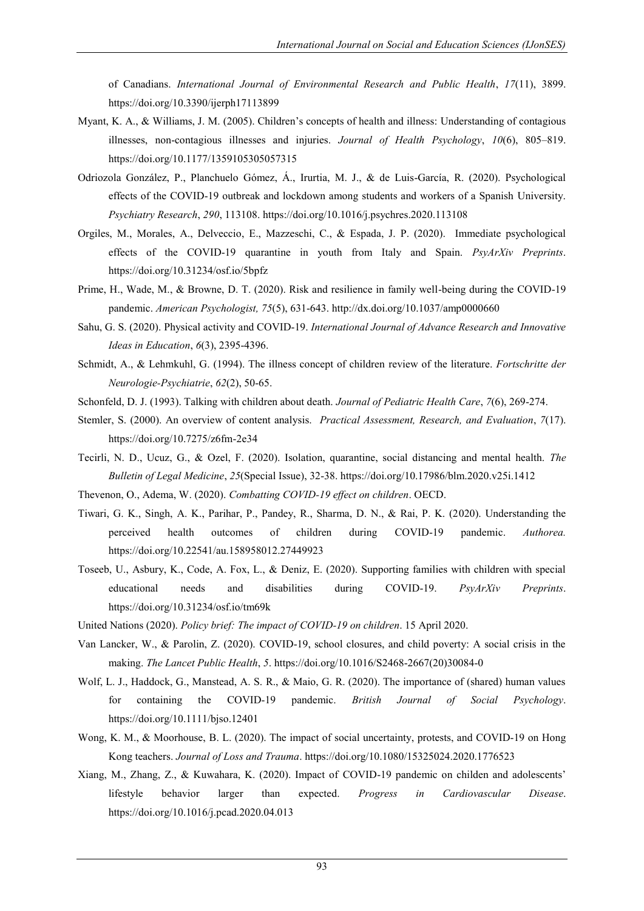of Canadians. *International Journal of Environmental Research and Public Health*, *17*(11), 3899. https://doi.org/10.3390/ijerph17113899

Myant, K. A., & Williams, J. M. (2005). Children's concepts of health and illness: Understanding of contagious illnesses, non-contagious illnesses and injuries. *Journal of Health Psychology*, *10*(6), 805–819. https://doi.org/10.1177/1359105305057315

Odriozola González, P., Planchuelo Gómez, Á., Irurtia, M. J., & de Luis-García, R. (2020). Psychological effects of the COVID-19 outbreak and lockdown among students and workers of a Spanish University. *Psychiatry Research*, *290*, 113108. https://doi.org/10.1016/j.psychres.2020.113108

Orgiles, M., Morales, A., Delveccio, E., Mazzeschi, C., & Espada, J. P. (2020). Immediate psychological effects of the COVID-19 quarantine in youth from Italy and Spain. *PsyArXiv Preprints*. https://doi.org/10.31234/osf.io/5bpfz

Prime, H., Wade, M., & Browne, D. T. (2020). Risk and resilience in family well-being during the COVID-19 pandemic. *American Psychologist, 75*(5), 631-643. http://dx.doi.org/10.1037/amp0000660

Sahu, G. S. (2020). Physical activity and COVID-19. *International Journal of Advance Research and Innovative Ideas in Education*, *6*(3), 2395-4396.

Schmidt, A., & Lehmkuhl, G. (1994). The illness concept of children review of the literature. *Fortschritte der Neurologie-Psychiatrie*, *62*(2), 50-65.

Schonfeld, D. J. (1993). Talking with children about death. *Journal of Pediatric Health Care*, *7*(6), 269-274.

Stemler, S. (2000). An overview of content analysis. *Practical Assessment, Research, and Evaluation*, *7*(17). https://doi.org/10.7275/z6fm-2e34

Tecirli, N. D., Ucuz, G., & Ozel, F. (2020). Isolation, quarantine, social distancing and mental health. *The Bulletin of Legal Medicine*, *25*(Special Issue), 32-38. https://doi.org/10.17986/blm.2020.v25i.1412

Thevenon, O., Adema, W. (2020). *Combatting COVID-19 effect on children*. OECD.

Tiwari, G. K., Singh, A. K., Parihar, P., Pandey, R., Sharma, D. N., & Rai, P. K. (2020). Understanding the perceived health outcomes of children during COVID-19 pandemic. *Authorea.* https://doi.org/10.22541/au.158958012.27449923

Toseeb, U., Asbury, K., Code, A. Fox, L., & Deniz, E. (2020). Supporting families with children with special educational needs and disabilities during COVID-19. *PsyArXiv Preprints*. https://doi.org/10.31234/osf.io/tm69k

United Nations (2020). *Policy brief: The impact of COVID-19 on children*. 15 April 2020.

Van Lancker, W., & Parolin, Z. (2020). COVID-19, school closures, and child poverty: A social crisis in the making. *The Lancet Public Health*, *5*. https://doi.org/10.1016/S2468-2667(20)30084-0

Wolf, L. J., Haddock, G., Manstead, A. S. R., & Maio, G. R. (2020). The importance of (shared) human values for containing the COVID-19 pandemic. *British Journal of Social Psychology*. https://doi.org/10.1111/bjso.12401

Wong, K. M., & Moorhouse, B. L. (2020). The impact of social uncertainty, protests, and COVID-19 on Hong Kong teachers. *Journal of Loss and Trauma*. https://doi.org/10.1080/15325024.2020.1776523

Xiang, M., Zhang, Z., & Kuwahara, K. (2020). Impact of COVID-19 pandemic on childen and adolescents' lifestyle behavior larger than expected. *Progress in Cardiovascular Disease*. https://doi.org/10.1016/j.pcad.2020.04.013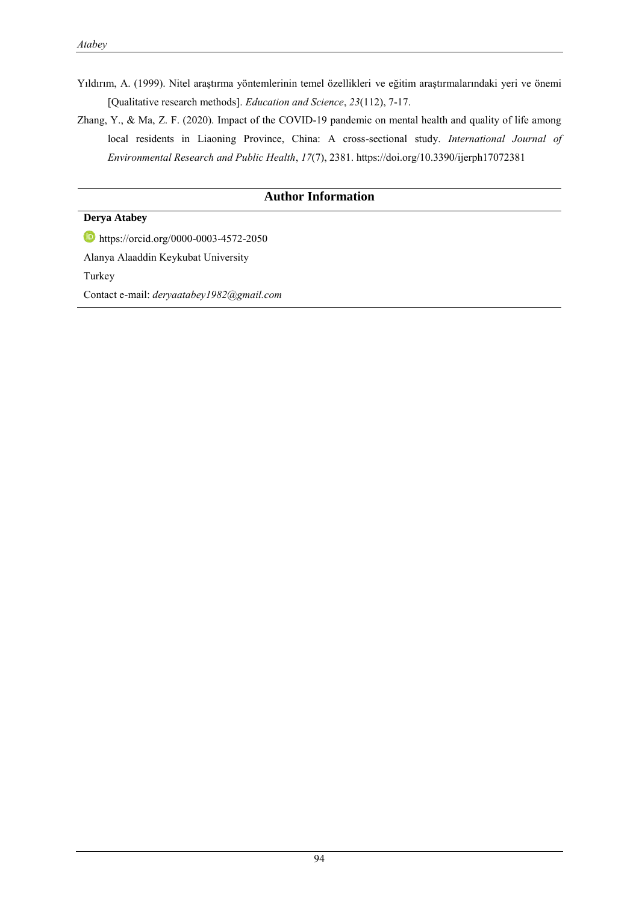Yıldırım, A. (1999). Nitel araştırma yöntemlerinin temel özellikleri ve eğitim araştırmalarındaki yeri ve önemi [Qualitative research methods]. *Education and Science*, *23*(112), 7-17.

Zhang, Y., & Ma, Z. F. (2020). Impact of the COVID-19 pandemic on mental health and quality of life among local residents in Liaoning Province, China: A cross-sectional study. *International Journal of Environmental Research and Public Health*, *17*(7), 2381. https://doi.org/10.3390/ijerph17072381

## Author Information

**Derya Atabey**

https://orcid.org/0000-0003-4572-2050

Alanya Alaaddin Keykubat University

Turkey

Contact e-mail: *deryaatabey1982@gmail.com*